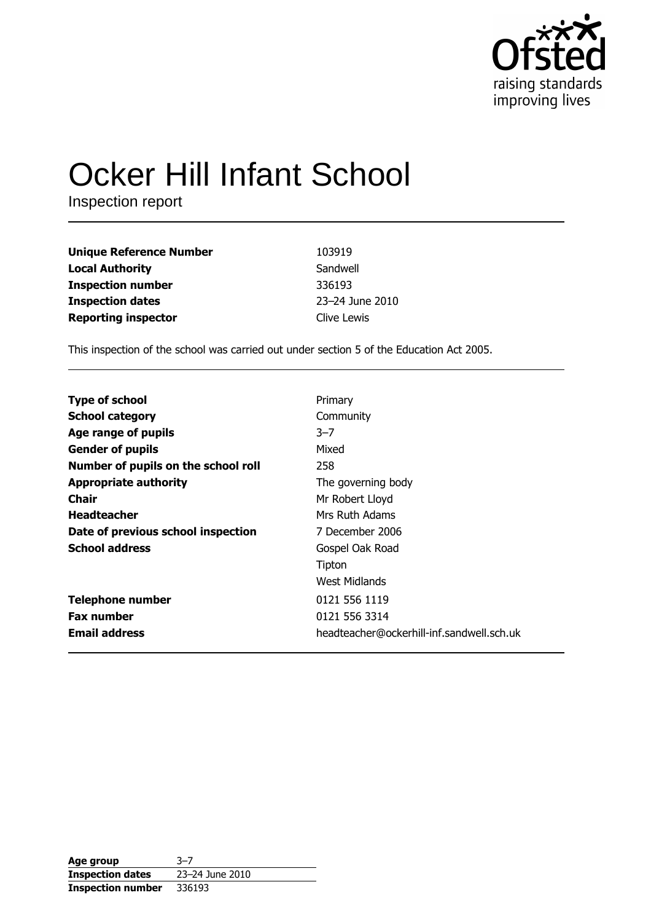# Ocker Hill Infant School

Inspection report

| | |
|---|---|
| **Unique Reference Number** | 103919 |
| **Local Authority** | Sandwell |
| **Inspection number** | 336193 |
| **Inspection dates** | 23–24 June 2010 |
| **Reporting inspector** | Clive Lewis |

This inspection of the school was carried out under section 5 of the Education Act 2005.

| | |
|---|---|
| **Type of school** | Primary |
| **School category** | Community |
| **Age range of pupils** | 3–7 |
| **Gender of pupils** | Mixed |
| **Number of pupils on the school roll** | 258 |
| **Appropriate authority** | The governing body |
| **Chair** | Mr Robert Lloyd |
| **Headteacher** | Mrs Ruth Adams |
| **Date of previous school inspection** | 7 December 2006 |
| **School address** | Gospel Oak Road<br>Tipton<br>West Midlands |
| **Telephone number** | 0121 556 1119 |
| **Fax number** | 0121 556 3314 |
| **Email address** | headteacher@ockerhill-inf.sandwell.sch.uk |

| | |
|---|---|
| **Age group** | 3–7 |
| **Inspection dates** | 23–24 June 2010 |
| **Inspection number** | 336193 |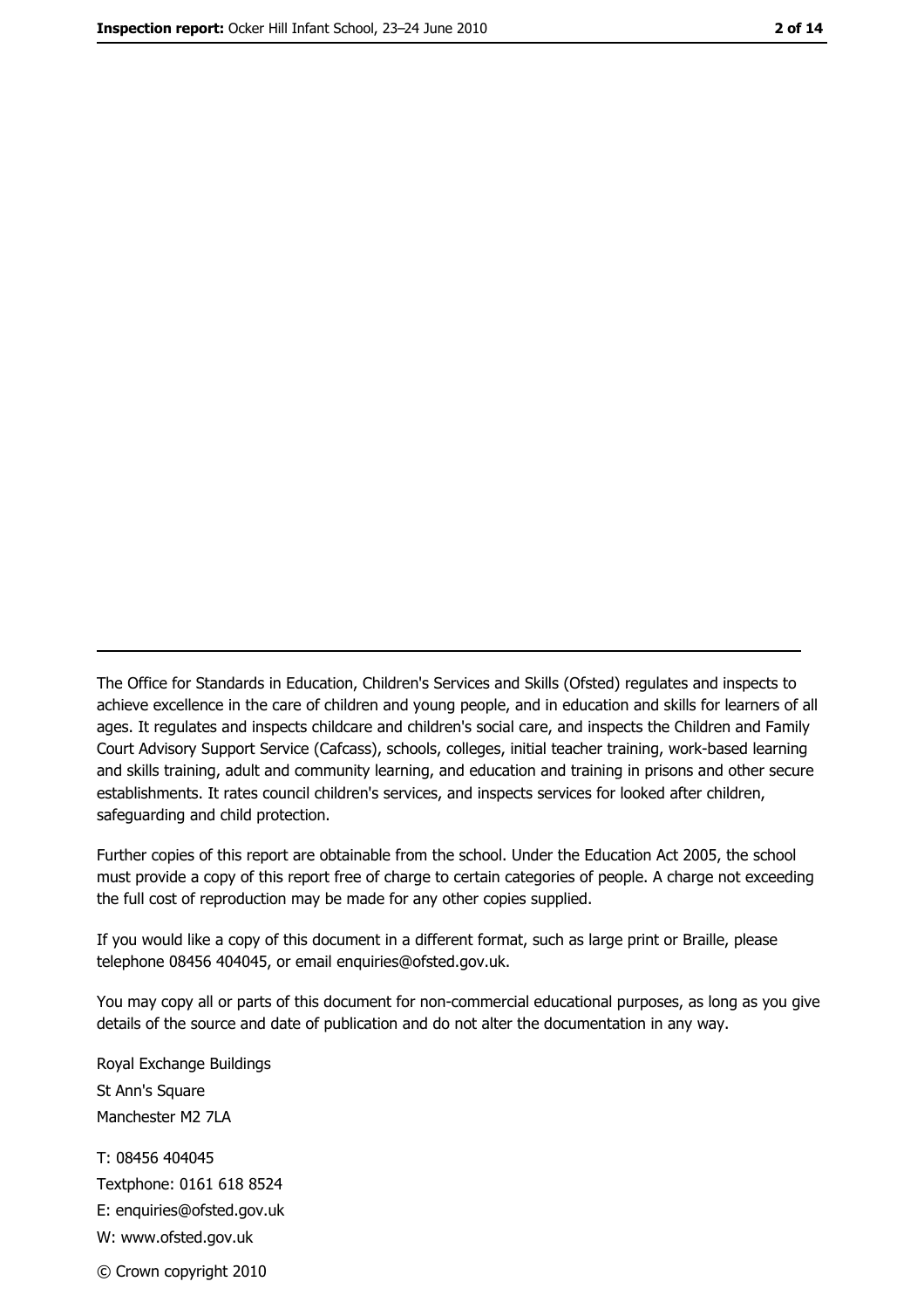---

The Office for Standards in Education, Children's Services and Skills (Ofsted) regulates and inspects to achieve excellence in the care of children and young people, and in education and skills for learners of all ages. It regulates and inspects childcare and children's social care, and inspects the Children and Family Court Advisory Support Service (Cafcass), schools, colleges, initial teacher training, work-based learning and skills training, adult and community learning, and education and training in prisons and other secure establishments. It rates council children's services, and inspects services for looked after children, safeguarding and child protection.

Further copies of this report are obtainable from the school. Under the Education Act 2005, the school must provide a copy of this report free of charge to certain categories of people. A charge not exceeding the full cost of reproduction may be made for any other copies supplied.

If you would like a copy of this document in a different format, such as large print or Braille, please telephone 08456 404045, or email enquiries@ofsted.gov.uk.

You may copy all or parts of this document for non-commercial educational purposes, as long as you give details of the source and date of publication and do not alter the documentation in any way.

Royal Exchange Buildings
St Ann's Square
Manchester M2 7LA

T: 08456 404045
Textphone: 0161 618 8524
E: enquiries@ofsted.gov.uk
W: www.ofsted.gov.uk

© Crown copyright 2010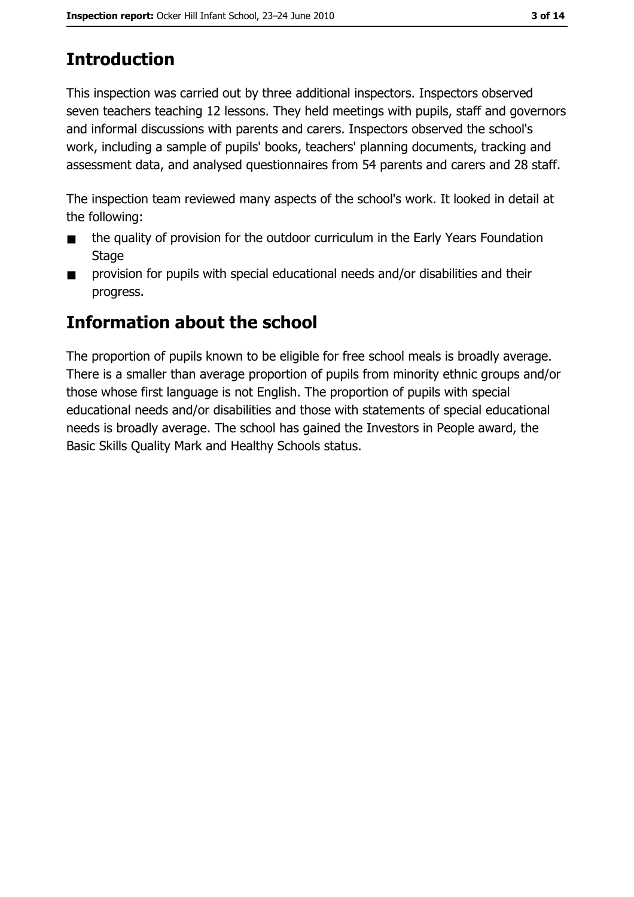## Introduction

This inspection was carried out by three additional inspectors. Inspectors observed seven teachers teaching 12 lessons. They held meetings with pupils, staff and governors and informal discussions with parents and carers. Inspectors observed the school's work, including a sample of pupils' books, teachers' planning documents, tracking and assessment data, and analysed questionnaires from 54 parents and carers and 28 staff.

The inspection team reviewed many aspects of the school's work. It looked in detail at the following:

- the quality of provision for the outdoor curriculum in the Early Years Foundation Stage
- provision for pupils with special educational needs and/or disabilities and their progress.

## Information about the school

The proportion of pupils known to be eligible for free school meals is broadly average. There is a smaller than average proportion of pupils from minority ethnic groups and/or those whose first language is not English. The proportion of pupils with special educational needs and/or disabilities and those with statements of special educational needs is broadly average. The school has gained the Investors in People award, the Basic Skills Quality Mark and Healthy Schools status.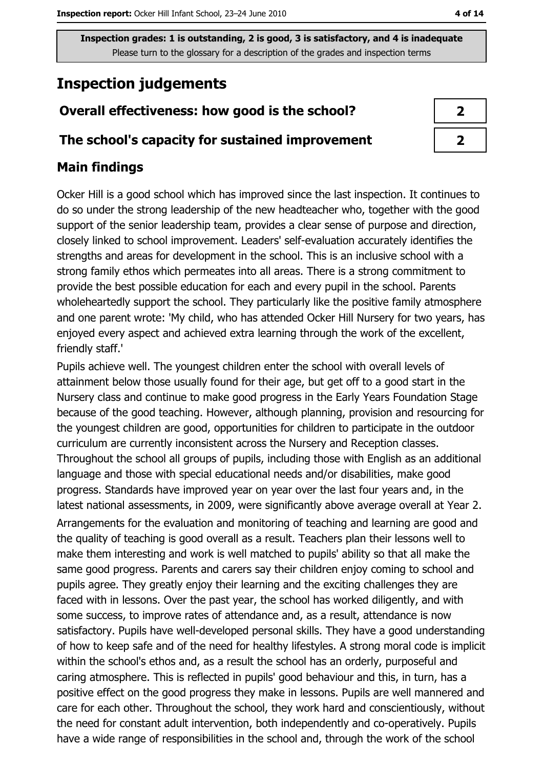Inspection grades: 1 is outstanding, 2 is good, 3 is satisfactory, and 4 is inadequate
Please turn to the glossary for a description of the grades and inspection terms

# Inspection judgements

| | |
|---|---|
| **Overall effectiveness: how good is the school?** | 2 |
| **The school's capacity for sustained improvement** | 2 |

## Main findings

Ocker Hill is a good school which has improved since the last inspection. It continues to do so under the strong leadership of the new headteacher who, together with the good support of the senior leadership team, provides a clear sense of purpose and direction, closely linked to school improvement. Leaders' self-evaluation accurately identifies the strengths and areas for development in the school. This is an inclusive school with a strong family ethos which permeates into all areas. There is a strong commitment to provide the best possible education for each and every pupil in the school. Parents wholeheartedly support the school. They particularly like the positive family atmosphere and one parent wrote: 'My child, who has attended Ocker Hill Nursery for two years, has enjoyed every aspect and achieved extra learning through the work of the excellent, friendly staff.'

Pupils achieve well. The youngest children enter the school with overall levels of attainment below those usually found for their age, but get off to a good start in the Nursery class and continue to make good progress in the Early Years Foundation Stage because of the good teaching. However, although planning, provision and resourcing for the youngest children are good, opportunities for children to participate in the outdoor curriculum are currently inconsistent across the Nursery and Reception classes. Throughout the school all groups of pupils, including those with English as an additional language and those with special educational needs and/or disabilities, make good progress. Standards have improved year on year over the last four years and, in the latest national assessments, in 2009, were significantly above average overall at Year 2.

Arrangements for the evaluation and monitoring of teaching and learning are good and the quality of teaching is good overall as a result. Teachers plan their lessons well to make them interesting and work is well matched to pupils' ability so that all make the same good progress. Parents and carers say their children enjoy coming to school and pupils agree. They greatly enjoy their learning and the exciting challenges they are faced with in lessons. Over the past year, the school has worked diligently, and with some success, to improve rates of attendance and, as a result, attendance is now satisfactory. Pupils have well-developed personal skills. They have a good understanding of how to keep safe and of the need for healthy lifestyles. A strong moral code is implicit within the school's ethos and, as a result the school has an orderly, purposeful and caring atmosphere. This is reflected in pupils' good behaviour and this, in turn, has a positive effect on the good progress they make in lessons. Pupils are well mannered and care for each other. Throughout the school, they work hard and conscientiously, without the need for constant adult intervention, both independently and co-operatively. Pupils have a wide range of responsibilities in the school and, through the work of the school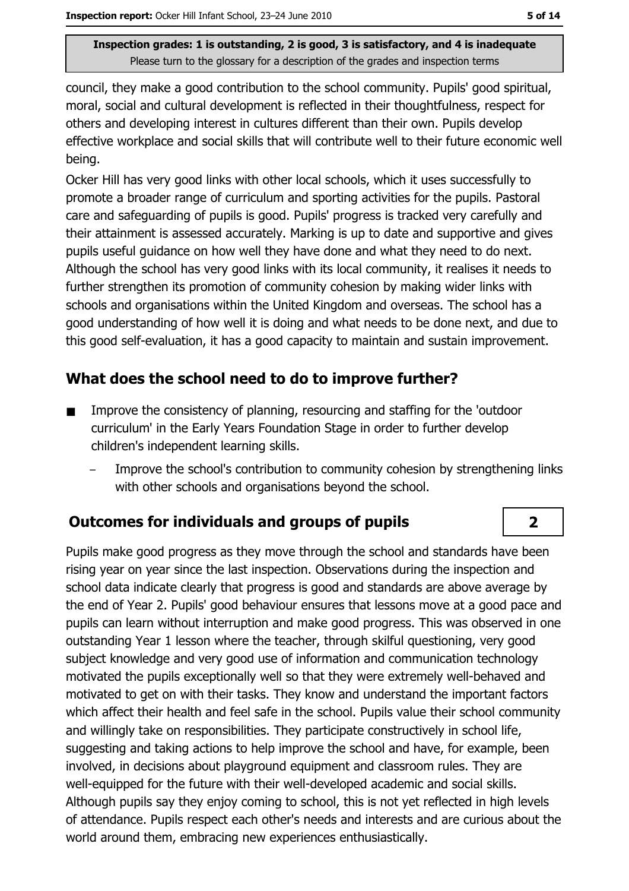council, they make a good contribution to the school community. Pupils' good spiritual, moral, social and cultural development is reflected in their thoughtfulness, respect for others and developing interest in cultures different than their own. Pupils develop effective workplace and social skills that will contribute well to their future economic well being.

Ocker Hill has very good links with other local schools, which it uses successfully to promote a broader range of curriculum and sporting activities for the pupils. Pastoral care and safeguarding of pupils is good. Pupils' progress is tracked very carefully and their attainment is assessed accurately. Marking is up to date and supportive and gives pupils useful guidance on how well they have done and what they need to do next. Although the school has very good links with its local community, it realises it needs to further strengthen its promotion of community cohesion by making wider links with schools and organisations within the United Kingdom and overseas. The school has a good understanding of how well it is doing and what needs to be done next, and due to this good self-evaluation, it has a good capacity to maintain and sustain improvement.

## What does the school need to do to improve further?

- Improve the consistency of planning, resourcing and staffing for the 'outdoor curriculum' in the Early Years Foundation Stage in order to further develop children's independent learning skills.
  - Improve the school's contribution to community cohesion by strengthening links with other schools and organisations beyond the school.

## Outcomes for individuals and groups of pupils — 2

Pupils make good progress as they move through the school and standards have been rising year on year since the last inspection. Observations during the inspection and school data indicate clearly that progress is good and standards are above average by the end of Year 2. Pupils' good behaviour ensures that lessons move at a good pace and pupils can learn without interruption and make good progress. This was observed in one outstanding Year 1 lesson where the teacher, through skilful questioning, very good subject knowledge and very good use of information and communication technology motivated the pupils exceptionally well so that they were extremely well-behaved and motivated to get on with their tasks. They know and understand the important factors which affect their health and feel safe in the school. Pupils value their school community and willingly take on responsibilities. They participate constructively in school life, suggesting and taking actions to help improve the school and have, for example, been involved, in decisions about playground equipment and classroom rules. They are well-equipped for the future with their well-developed academic and social skills. Although pupils say they enjoy coming to school, this is not yet reflected in high levels of attendance. Pupils respect each other's needs and interests and are curious about the world around them, embracing new experiences enthusiastically.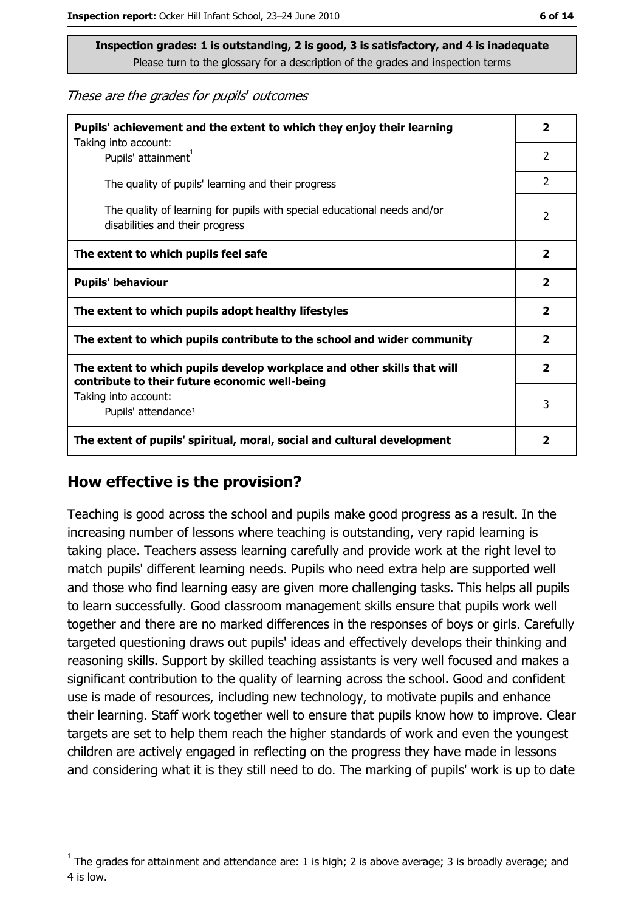**Inspection grades: 1 is outstanding, 2 is good, 3 is satisfactory, and 4 is inadequate**
Please turn to the glossary for a description of the grades and inspection terms

*These are the grades for pupils' outcomes*

| | |
|---|---|
| **Pupils' achievement and the extent to which they enjoy their learning** | **2** |
| Taking into account: Pupils' attainment[1] | 2 |
| The quality of pupils' learning and their progress | 2 |
| The quality of learning for pupils with special educational needs and/or disabilities and their progress | 2 |
| **The extent to which pupils feel safe** | **2** |
| **Pupils' behaviour** | **2** |
| **The extent to which pupils adopt healthy lifestyles** | **2** |
| **The extent to which pupils contribute to the school and wider community** | **2** |
| **The extent to which pupils develop workplace and other skills that will contribute to their future economic well-being** | **2** |
| Taking into account: Pupils' attendance[1] | 3 |
| **The extent of pupils' spiritual, moral, social and cultural development** | **2** |

## How effective is the provision?

Teaching is good across the school and pupils make good progress as a result. In the increasing number of lessons where teaching is outstanding, very rapid learning is taking place. Teachers assess learning carefully and provide work at the right level to match pupils' different learning needs. Pupils who need extra help are supported well and those who find learning easy are given more challenging tasks. This helps all pupils to learn successfully. Good classroom management skills ensure that pupils work well together and there are no marked differences in the responses of boys or girls. Carefully targeted questioning draws out pupils' ideas and effectively develops their thinking and reasoning skills. Support by skilled teaching assistants is very well focused and makes a significant contribution to the quality of learning across the school. Good and confident use is made of resources, including new technology, to motivate pupils and enhance their learning. Staff work together well to ensure that pupils know how to improve. Clear targets are set to help them reach the higher standards of work and even the youngest children are actively engaged in reflecting on the progress they have made in lessons and considering what it is they still need to do. The marking of pupils' work is up to date

[1] The grades for attainment and attendance are: 1 is high; 2 is above average; 3 is broadly average; and 4 is low.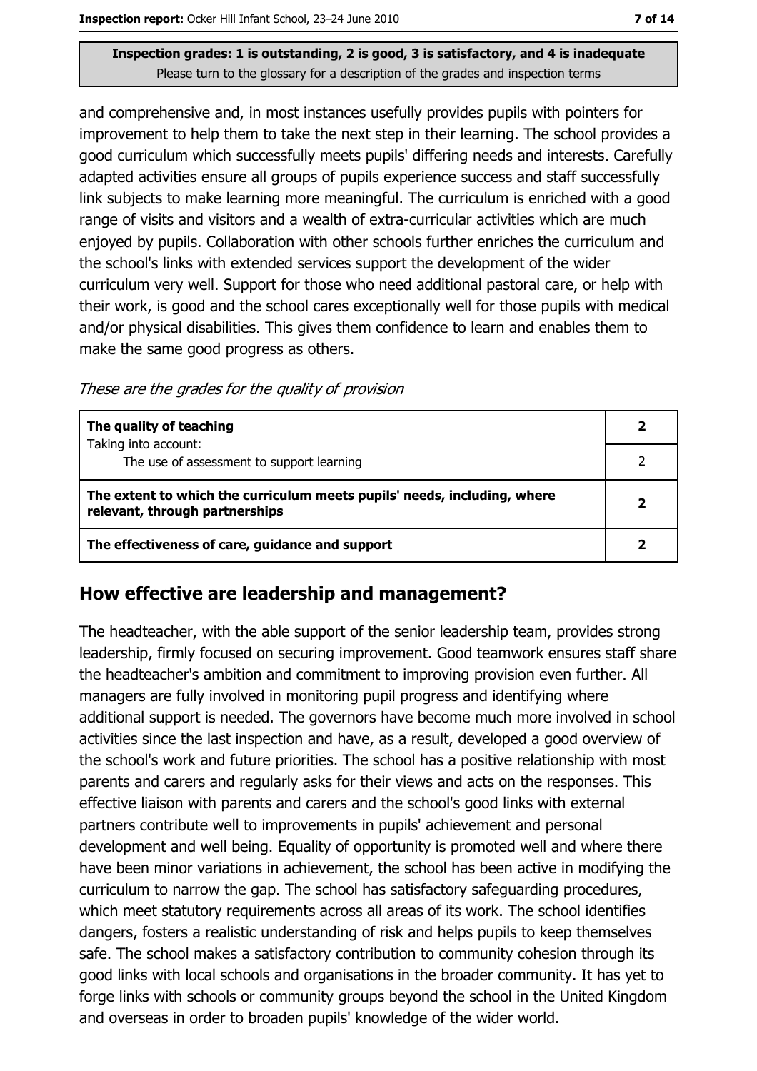Inspection grades: 1 is outstanding, 2 is good, 3 is satisfactory, and 4 is inadequate
Please turn to the glossary for a description of the grades and inspection terms

and comprehensive and, in most instances usefully provides pupils with pointers for improvement to help them to take the next step in their learning. The school provides a good curriculum which successfully meets pupils' differing needs and interests. Carefully adapted activities ensure all groups of pupils experience success and staff successfully link subjects to make learning more meaningful. The curriculum is enriched with a good range of visits and visitors and a wealth of extra-curricular activities which are much enjoyed by pupils. Collaboration with other schools further enriches the curriculum and the school's links with extended services support the development of the wider curriculum very well. Support for those who need additional pastoral care, or help with their work, is good and the school cares exceptionally well for those pupils with medical and/or physical disabilities. This gives them confidence to learn and enables them to make the same good progress as others.

*These are the grades for the quality of provision*

| | |
|---|---|
| **The quality of teaching** Taking into account: | **2** |
| The use of assessment to support learning | 2 |
| **The extent to which the curriculum meets pupils' needs, including, where relevant, through partnerships** | **2** |
| **The effectiveness of care, guidance and support** | **2** |

## How effective are leadership and management?

The headteacher, with the able support of the senior leadership team, provides strong leadership, firmly focused on securing improvement. Good teamwork ensures staff share the headteacher's ambition and commitment to improving provision even further. All managers are fully involved in monitoring pupil progress and identifying where additional support is needed. The governors have become much more involved in school activities since the last inspection and have, as a result, developed a good overview of the school's work and future priorities. The school has a positive relationship with most parents and carers and regularly asks for their views and acts on the responses. This effective liaison with parents and carers and the school's good links with external partners contribute well to improvements in pupils' achievement and personal development and well being. Equality of opportunity is promoted well and where there have been minor variations in achievement, the school has been active in modifying the curriculum to narrow the gap. The school has satisfactory safeguarding procedures, which meet statutory requirements across all areas of its work. The school identifies dangers, fosters a realistic understanding of risk and helps pupils to keep themselves safe. The school makes a satisfactory contribution to community cohesion through its good links with local schools and organisations in the broader community. It has yet to forge links with schools or community groups beyond the school in the United Kingdom and overseas in order to broaden pupils' knowledge of the wider world.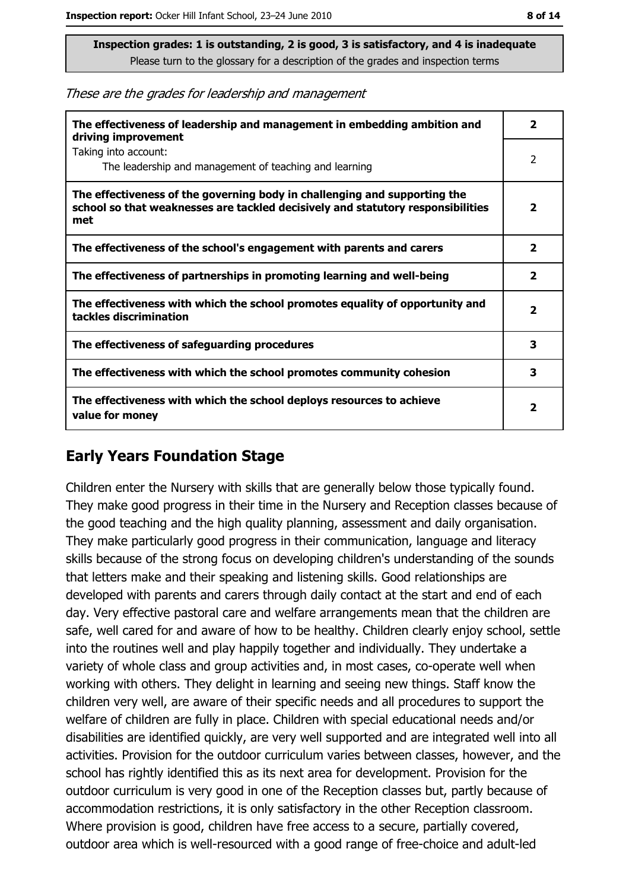**Inspection grades: 1 is outstanding, 2 is good, 3 is satisfactory, and 4 is inadequate**
Please turn to the glossary for a description of the grades and inspection terms

*These are the grades for leadership and management*

| | |
|---|---|
| **The effectiveness of leadership and management in embedding ambition and driving improvement** | **2** |
| Taking into account: The leadership and management of teaching and learning | 2 |
| **The effectiveness of the governing body in challenging and supporting the school so that weaknesses are tackled decisively and statutory responsibilities met** | **2** |
| **The effectiveness of the school's engagement with parents and carers** | **2** |
| **The effectiveness of partnerships in promoting learning and well-being** | **2** |
| **The effectiveness with which the school promotes equality of opportunity and tackles discrimination** | **2** |
| **The effectiveness of safeguarding procedures** | **3** |
| **The effectiveness with which the school promotes community cohesion** | **3** |
| **The effectiveness with which the school deploys resources to achieve value for money** | **2** |

## Early Years Foundation Stage

Children enter the Nursery with skills that are generally below those typically found. They make good progress in their time in the Nursery and Reception classes because of the good teaching and the high quality planning, assessment and daily organisation. They make particularly good progress in their communication, language and literacy skills because of the strong focus on developing children's understanding of the sounds that letters make and their speaking and listening skills. Good relationships are developed with parents and carers through daily contact at the start and end of each day. Very effective pastoral care and welfare arrangements mean that the children are safe, well cared for and aware of how to be healthy. Children clearly enjoy school, settle into the routines well and play happily together and individually. They undertake a variety of whole class and group activities and, in most cases, co-operate well when working with others. They delight in learning and seeing new things. Staff know the children very well, are aware of their specific needs and all procedures to support the welfare of children are fully in place. Children with special educational needs and/or disabilities are identified quickly, are very well supported and are integrated well into all activities. Provision for the outdoor curriculum varies between classes, however, and the school has rightly identified this as its next area for development. Provision for the outdoor curriculum is very good in one of the Reception classes but, partly because of accommodation restrictions, it is only satisfactory in the other Reception classroom. Where provision is good, children have free access to a secure, partially covered, outdoor area which is well-resourced with a good range of free-choice and adult-led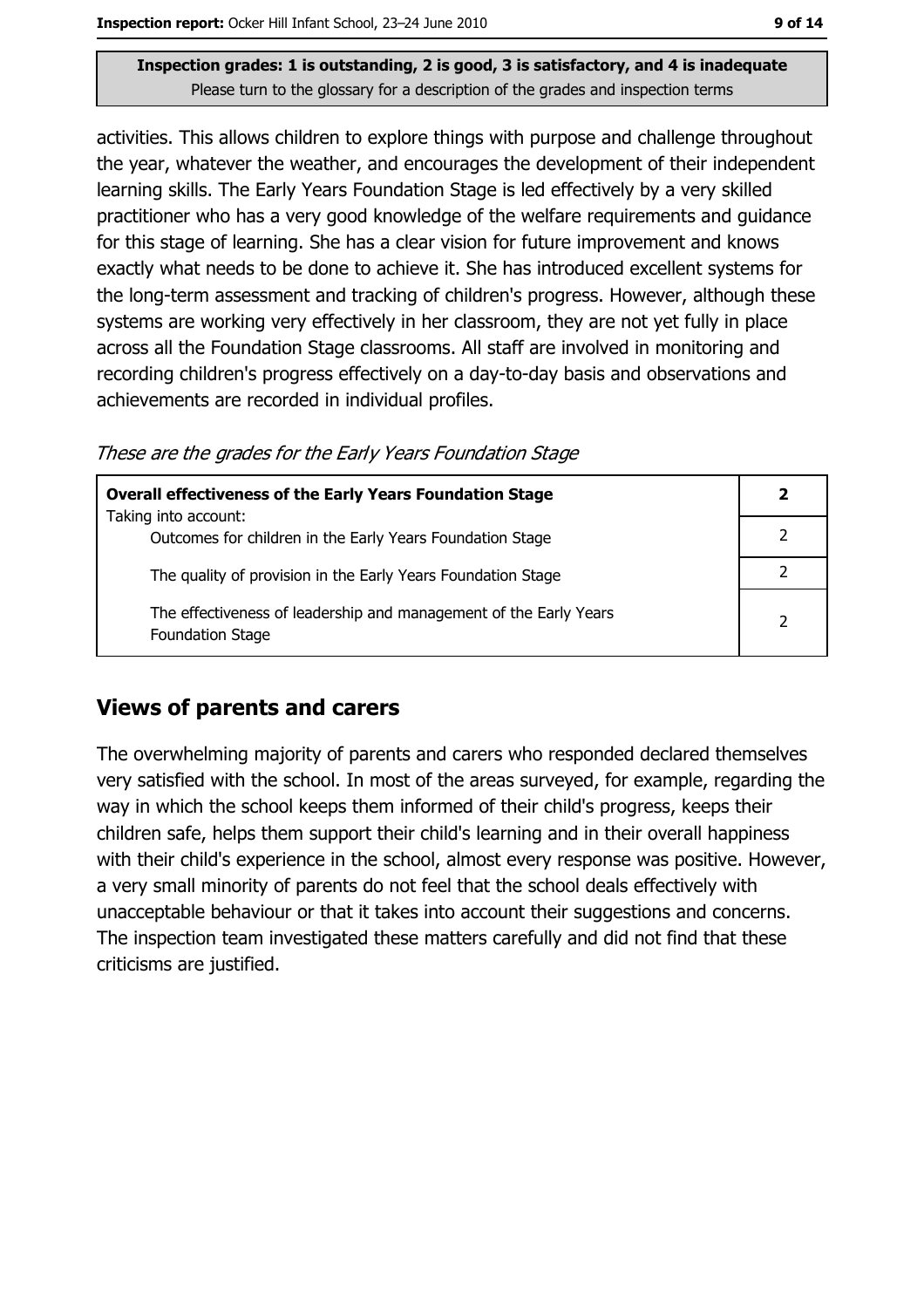activities. This allows children to explore things with purpose and challenge throughout the year, whatever the weather, and encourages the development of their independent learning skills. The Early Years Foundation Stage is led effectively by a very skilled practitioner who has a very good knowledge of the welfare requirements and guidance for this stage of learning. She has a clear vision for future improvement and knows exactly what needs to be done to achieve it. She has introduced excellent systems for the long-term assessment and tracking of children's progress. However, although these systems are working very effectively in her classroom, they are not yet fully in place across all the Foundation Stage classrooms. All staff are involved in monitoring and recording children's progress effectively on a day-to-day basis and observations and achievements are recorded in individual profiles.

*These are the grades for the Early Years Foundation Stage*

| **Overall effectiveness of the Early Years Foundation Stage** | **2** |
|---|---|
| Taking into account: Outcomes for children in the Early Years Foundation Stage | 2 |
| The quality of provision in the Early Years Foundation Stage | 2 |
| The effectiveness of leadership and management of the Early Years Foundation Stage | 2 |

## Views of parents and carers

The overwhelming majority of parents and carers who responded declared themselves very satisfied with the school. In most of the areas surveyed, for example, regarding the way in which the school keeps them informed of their child's progress, keeps their children safe, helps them support their child's learning and in their overall happiness with their child's experience in the school, almost every response was positive. However, a very small minority of parents do not feel that the school deals effectively with unacceptable behaviour or that it takes into account their suggestions and concerns. The inspection team investigated these matters carefully and did not find that these criticisms are justified.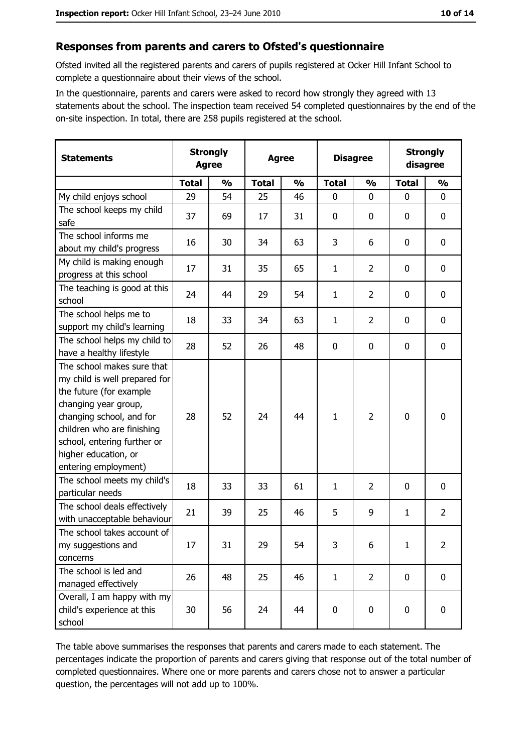## Responses from parents and carers to Ofsted's questionnaire

Ofsted invited all the registered parents and carers of pupils registered at Ocker Hill Infant School to complete a questionnaire about their views of the school.

In the questionnaire, parents and carers were asked to record how strongly they agreed with 13 statements about the school. The inspection team received 54 completed questionnaires by the end of the on-site inspection. In total, there are 258 pupils registered at the school.

| Statements | Strongly Agree | | Agree | | Disagree | | Strongly disagree | |
|---|---|---|---|---|---|---|---|---|
| | Total | % | Total | % | Total | % | Total | % |
| My child enjoys school | 29 | 54 | 25 | 46 | 0 | 0 | 0 | 0 |
| The school keeps my child safe | 37 | 69 | 17 | 31 | 0 | 0 | 0 | 0 |
| The school informs me about my child's progress | 16 | 30 | 34 | 63 | 3 | 6 | 0 | 0 |
| My child is making enough progress at this school | 17 | 31 | 35 | 65 | 1 | 2 | 0 | 0 |
| The teaching is good at this school | 24 | 44 | 29 | 54 | 1 | 2 | 0 | 0 |
| The school helps me to support my child's learning | 18 | 33 | 34 | 63 | 1 | 2 | 0 | 0 |
| The school helps my child to have a healthy lifestyle | 28 | 52 | 26 | 48 | 0 | 0 | 0 | 0 |
| The school makes sure that my child is well prepared for the future (for example changing year group, changing school, and for children who are finishing school, entering further or higher education, or entering employment) | 28 | 52 | 24 | 44 | 1 | 2 | 0 | 0 |
| The school meets my child's particular needs | 18 | 33 | 33 | 61 | 1 | 2 | 0 | 0 |
| The school deals effectively with unacceptable behaviour | 21 | 39 | 25 | 46 | 5 | 9 | 1 | 2 |
| The school takes account of my suggestions and concerns | 17 | 31 | 29 | 54 | 3 | 6 | 1 | 2 |
| The school is led and managed effectively | 26 | 48 | 25 | 46 | 1 | 2 | 0 | 0 |
| Overall, I am happy with my child's experience at this school | 30 | 56 | 24 | 44 | 0 | 0 | 0 | 0 |

The table above summarises the responses that parents and carers made to each statement. The percentages indicate the proportion of parents and carers giving that response out of the total number of completed questionnaires. Where one or more parents and carers chose not to answer a particular question, the percentages will not add up to 100%.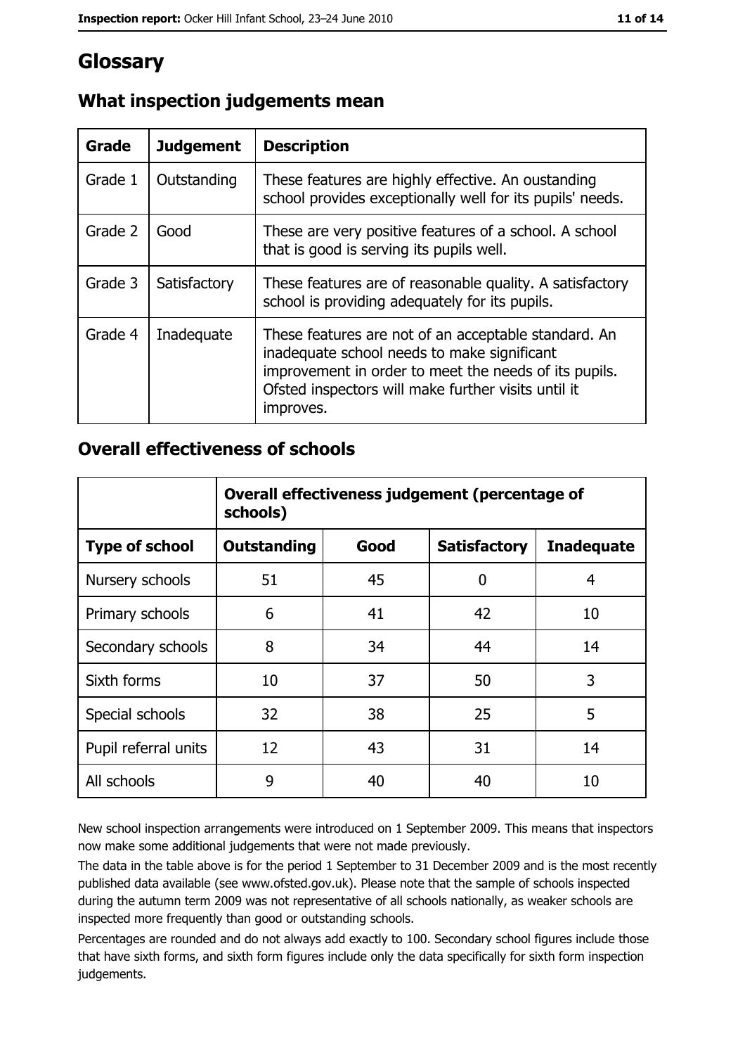# Glossary

## What inspection judgements mean

| Grade | Judgement | Description |
|---|---|---|
| Grade 1 | Outstanding | These features are highly effective. An oustanding school provides exceptionally well for its pupils' needs. |
| Grade 2 | Good | These are very positive features of a school. A school that is good is serving its pupils well. |
| Grade 3 | Satisfactory | These features are of reasonable quality. A satisfactory school is providing adequately for its pupils. |
| Grade 4 | Inadequate | These features are not of an acceptable standard. An inadequate school needs to make significant improvement in order to meet the needs of its pupils. Ofsted inspectors will make further visits until it improves. |

## Overall effectiveness of schools

| | Overall effectiveness judgement (percentage of schools) | | | |
|---|---|---|---|---|
| **Type of school** | **Outstanding** | **Good** | **Satisfactory** | **Inadequate** |
| Nursery schools | 51 | 45 | 0 | 4 |
| Primary schools | 6 | 41 | 42 | 10 |
| Secondary schools | 8 | 34 | 44 | 14 |
| Sixth forms | 10 | 37 | 50 | 3 |
| Special schools | 32 | 38 | 25 | 5 |
| Pupil referral units | 12 | 43 | 31 | 14 |
| All schools | 9 | 40 | 40 | 10 |

New school inspection arrangements were introduced on 1 September 2009. This means that inspectors now make some additional judgements that were not made previously.

The data in the table above is for the period 1 September to 31 December 2009 and is the most recently published data available (see www.ofsted.gov.uk). Please note that the sample of schools inspected during the autumn term 2009 was not representative of all schools nationally, as weaker schools are inspected more frequently than good or outstanding schools.

Percentages are rounded and do not always add exactly to 100. Secondary school figures include those that have sixth forms, and sixth form figures include only the data specifically for sixth form inspection judgements.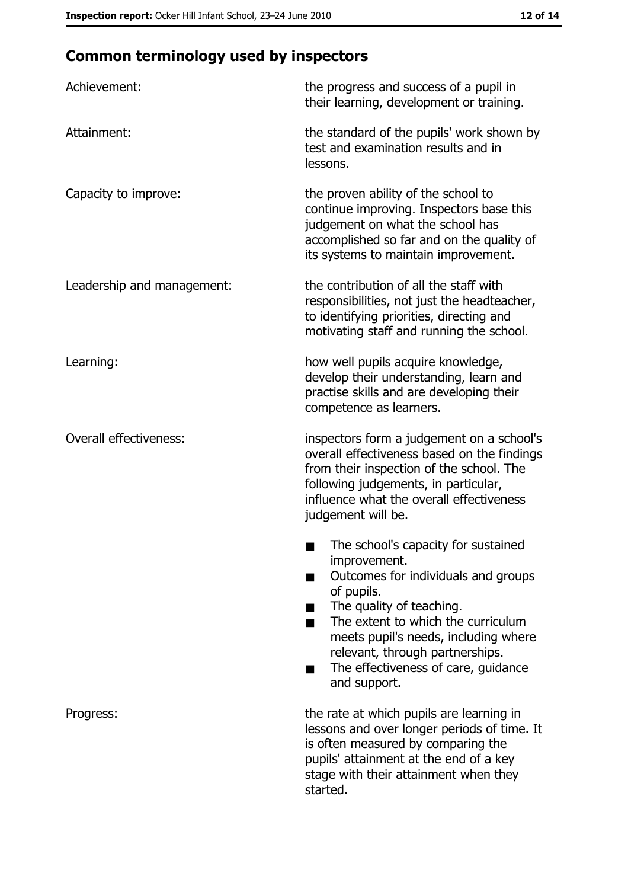## Common terminology used by inspectors

| | |
|---|---|
| Achievement: | the progress and success of a pupil in their learning, development or training. |
| Attainment: | the standard of the pupils' work shown by test and examination results and in lessons. |
| Capacity to improve: | the proven ability of the school to continue improving. Inspectors base this judgement on what the school has accomplished so far and on the quality of its systems to maintain improvement. |
| Leadership and management: | the contribution of all the staff with responsibilities, not just the headteacher, to identifying priorities, directing and motivating staff and running the school. |
| Learning: | how well pupils acquire knowledge, develop their understanding, learn and practise skills and are developing their competence as learners. |
| Overall effectiveness: | inspectors form a judgement on a school's overall effectiveness based on the findings from their inspection of the school. The following judgements, in particular, influence what the overall effectiveness judgement will be. <br>■ The school's capacity for sustained improvement. <br>■ Outcomes for individuals and groups of pupils. <br>■ The quality of teaching. <br>■ The extent to which the curriculum meets pupil's needs, including where relevant, through partnerships. <br>■ The effectiveness of care, guidance and support. |
| Progress: | the rate at which pupils are learning in lessons and over longer periods of time. It is often measured by comparing the pupils' attainment at the end of a key stage with their attainment when they started. |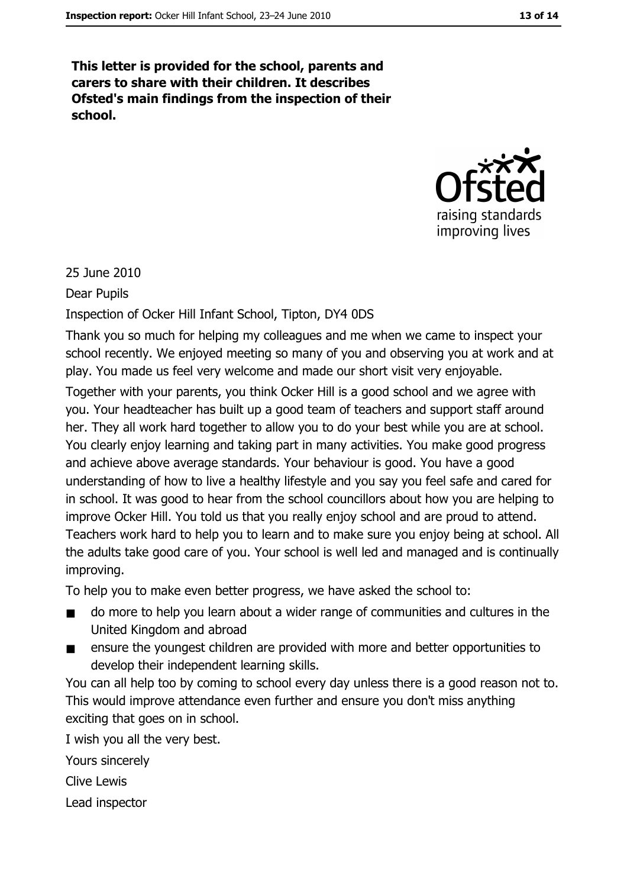**This letter is provided for the school, parents and carers to share with their children. It describes Ofsted's main findings from the inspection of their school.**

25 June 2010

Dear Pupils

Inspection of Ocker Hill Infant School, Tipton, DY4 0DS

Thank you so much for helping my colleagues and me when we came to inspect your school recently. We enjoyed meeting so many of you and observing you at work and at play. You made us feel very welcome and made our short visit very enjoyable.

Together with your parents, you think Ocker Hill is a good school and we agree with you. Your headteacher has built up a good team of teachers and support staff around her. They all work hard together to allow you to do your best while you are at school. You clearly enjoy learning and taking part in many activities. You make good progress and achieve above average standards. Your behaviour is good. You have a good understanding of how to live a healthy lifestyle and you say you feel safe and cared for in school. It was good to hear from the school councillors about how you are helping to improve Ocker Hill. You told us that you really enjoy school and are proud to attend. Teachers work hard to help you to learn and to make sure you enjoy being at school. All the adults take good care of you. Your school is well led and managed and is continually improving.

To help you to make even better progress, we have asked the school to:

- do more to help you learn about a wider range of communities and cultures in the United Kingdom and abroad
- ensure the youngest children are provided with more and better opportunities to develop their independent learning skills.

You can all help too by coming to school every day unless there is a good reason not to. This would improve attendance even further and ensure you don't miss anything exciting that goes on in school.

I wish you all the very best.

Yours sincerely

Clive Lewis

Lead inspector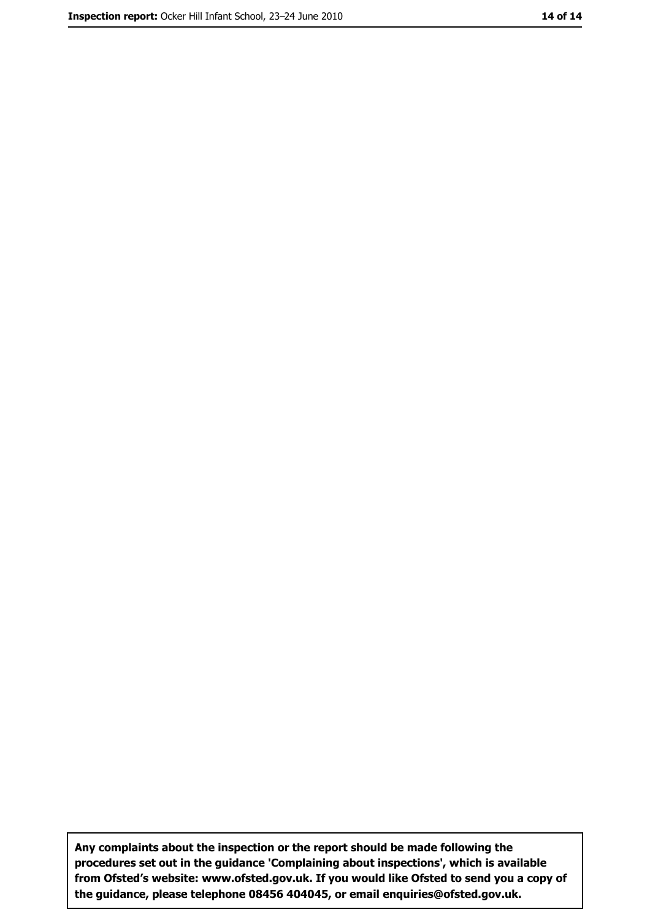**Any complaints about the inspection or the report should be made following the procedures set out in the guidance 'Complaining about inspections', which is available from Ofsted's website: www.ofsted.gov.uk. If you would like Ofsted to send you a copy of the guidance, please telephone 08456 404045, or email enquiries@ofsted.gov.uk.**